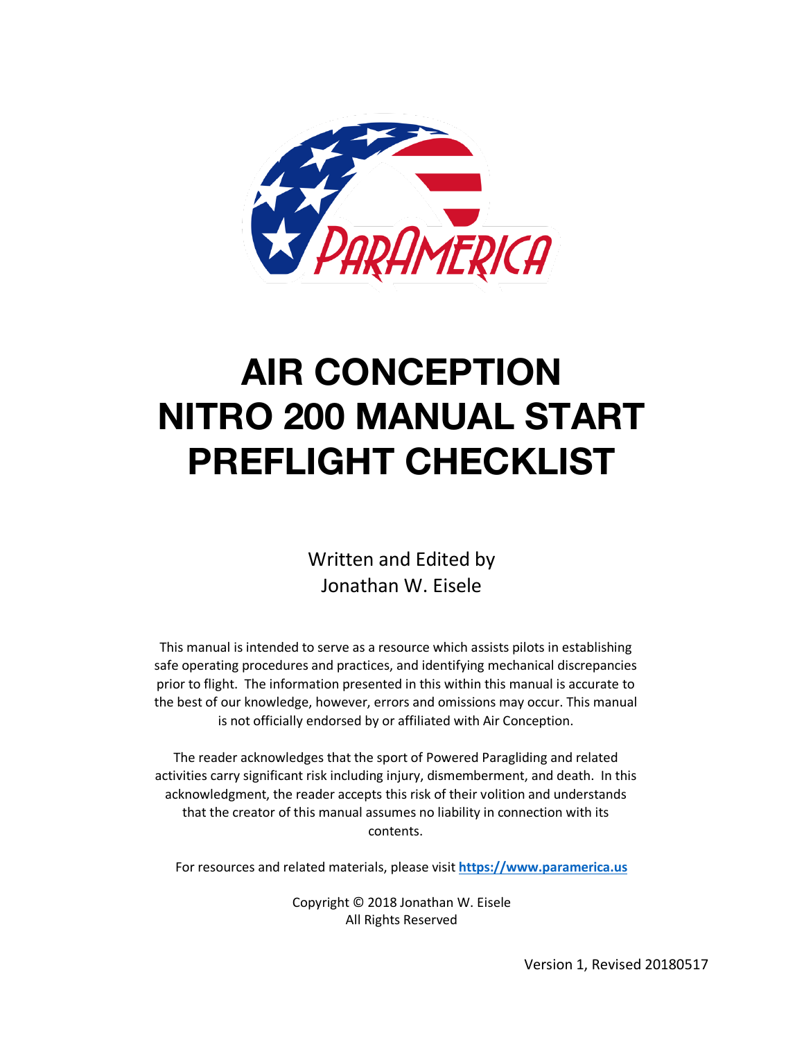# AIR CONCEPTION NITRO 200 MANUAL START PREFLIGHT CHECKLIST

Written and Edited by
Jonathan W. Eisele

This manual is intended to serve as a resource which assists pilots in establishing safe operating procedures and practices, and identifying mechanical discrepancies prior to flight. The information presented in this within this manual is accurate to the best of our knowledge, however, errors and omissions may occur. This manual is not officially endorsed by or affiliated with Air Conception.

The reader acknowledges that the sport of Powered Paragliding and related activities carry significant risk including injury, dismemberment, and death. In this acknowledgment, the reader accepts this risk of their volition and understands that the creator of this manual assumes no liability in connection with its contents.

For resources and related materials, please visit **https://www.paramerica.us**

Copyright © 2018 Jonathan W. Eisele
All Rights Reserved

Version 1, Revised 20180517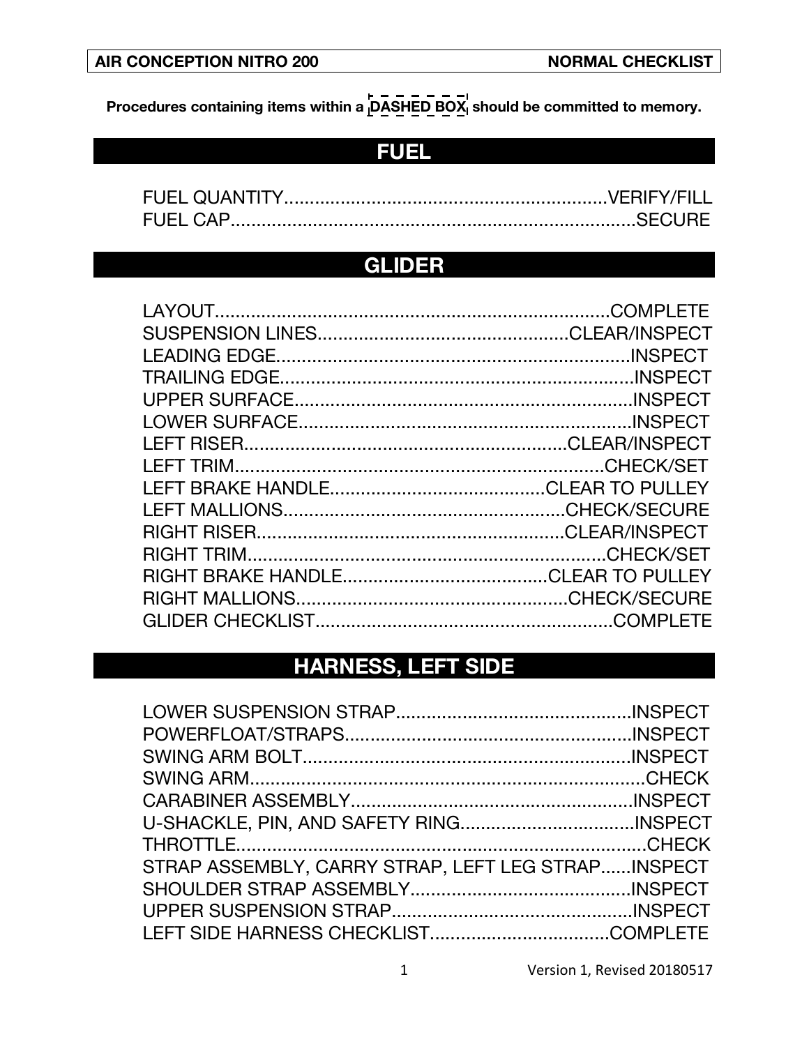**Procedures containing items within a DASHED BOX should be committed to memory.**

## FUEL

FUEL QUANTITY................................................................VERIFY/FILL
FUEL CAP.................................................................................SECURE

## GLIDER

LAYOUT.................................................................................COMPLETE
SUSPENSION LINES................................................CLEAR/INSPECT
LEADING EDGE.........................................................................INSPECT
TRAILING EDGE.......................................................................INSPECT
UPPER SURFACE......................................................................INSPECT
LOWER SURFACE.....................................................................INSPECT
LEFT RISER...............................................................CLEAR/INSPECT
LEFT TRIM..........................................................................CHECK/SET
LEFT BRAKE HANDLE..........................................CLEAR TO PULLEY
LEFT MALLIONS.......................................................CHECK/SECURE
RIGHT RISER............................................................CLEAR/INSPECT
RIGHT TRIM.......................................................................CHECK/SET
RIGHT BRAKE HANDLE........................................CLEAR TO PULLEY
RIGHT MALLIONS.....................................................CHECK/SECURE
GLIDER CHECKLIST...........................................................COMPLETE

## HARNESS, LEFT SIDE

LOWER SUSPENSION STRAP..............................................INSPECT
POWERFLOAT/STRAPS........................................................INSPECT
SWING ARM BOLT.................................................................INSPECT
SWING ARM.............................................................................CHECK
CARABINER ASSEMBLY.......................................................INSPECT
U-SHACKLE, PIN, AND SAFETY RING..................................INSPECT
THROTTLE..................................................................................CHECK
STRAP ASSEMBLY, CARRY STRAP, LEFT LEG STRAP......INSPECT
SHOULDER STRAP ASSEMBLY...........................................INSPECT
UPPER SUSPENSION STRAP...............................................INSPECT
LEFT SIDE HARNESS CHECKLIST...................................COMPLETE

Version 1, Revised 20180517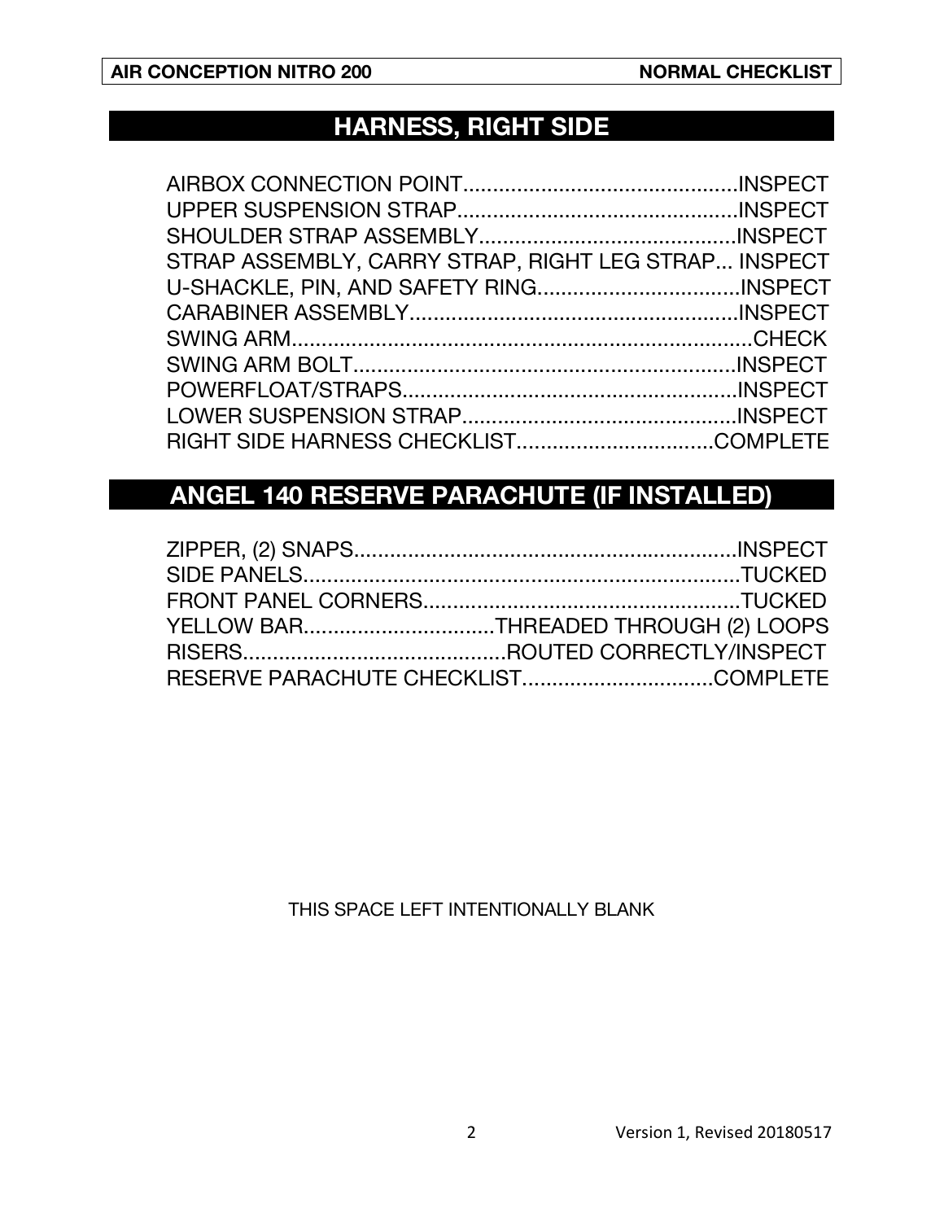## HARNESS, RIGHT SIDE

AIRBOX CONNECTION POINT..............................................INSPECT
UPPER SUSPENSION STRAP...............................................INSPECT
SHOULDER STRAP ASSEMBLY...........................................INSPECT
STRAP ASSEMBLY, CARRY STRAP, RIGHT LEG STRAP... INSPECT
U-SHACKLE, PIN, AND SAFETY RING..................................INSPECT
CARABINER ASSEMBLY.......................................................INSPECT
SWING ARM.............................................................................CHECK
SWING ARM BOLT.................................................................INSPECT
POWERFLOAT/STRAPS.........................................................INSPECT
LOWER SUSPENSION STRAP..............................................INSPECT
RIGHT SIDE HARNESS CHECKLIST.................................COMPLETE

## ANGEL 140 RESERVE PARACHUTE (IF INSTALLED)

ZIPPER, (2) SNAPS.................................................................INSPECT
SIDE PANELS..........................................................................TUCKED
FRONT PANEL CORNERS......................................................TUCKED
YELLOW BAR................................THREADED THROUGH (2) LOOPS
RISERS............................................ROUTED CORRECTLY/INSPECT
RESERVE PARACHUTE CHECKLIST................................COMPLETE

THIS SPACE LEFT INTENTIONALLY BLANK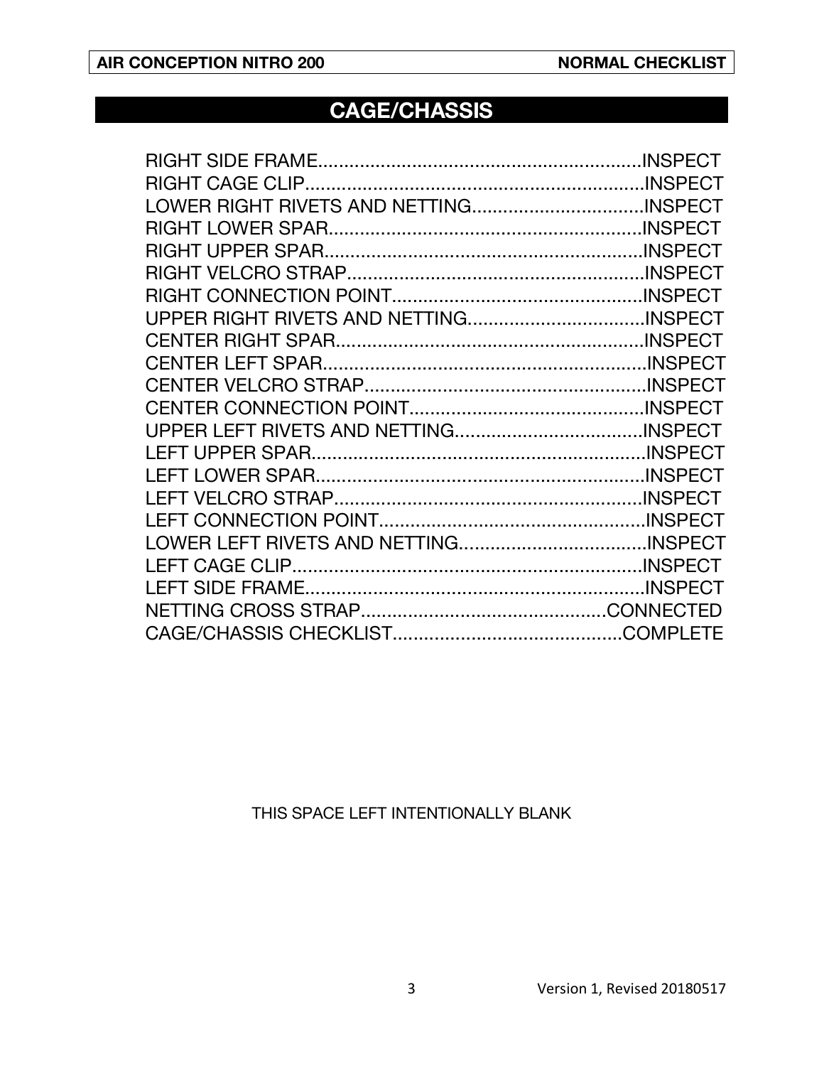## CAGE/CHASSIS

RIGHT SIDE FRAME................................................................INSPECT
RIGHT CAGE CLIP..................................................................INSPECT
LOWER RIGHT RIVETS AND NETTING..................................INSPECT
RIGHT LOWER SPAR.............................................................INSPECT
RIGHT UPPER SPAR..............................................................INSPECT
RIGHT VELCRO STRAP..........................................................INSPECT
RIGHT CONNECTION POINT.................................................INSPECT
UPPER RIGHT RIVETS AND NETTING..................................INSPECT
CENTER RIGHT SPAR............................................................INSPECT
CENTER LEFT SPAR...............................................................INSPECT
CENTER VELCRO STRAP.......................................................INSPECT
CENTER CONNECTION POINT.............................................INSPECT
UPPER LEFT RIVETS AND NETTING.....................................INSPECT
LEFT UPPER SPAR.................................................................INSPECT
LEFT LOWER SPAR................................................................INSPECT
LEFT VELCRO STRAP............................................................INSPECT
LEFT CONNECTION POINT....................................................INSPECT
LOWER LEFT RIVETS AND NETTING.....................................INSPECT
LEFT CAGE CLIP....................................................................INSPECT
LEFT SIDE FRAME..................................................................INSPECT
NETTING CROSS STRAP................................................CONNECTED
CAGE/CHASSIS CHECKLIST.............................................COMPLETE

THIS SPACE LEFT INTENTIONALLY BLANK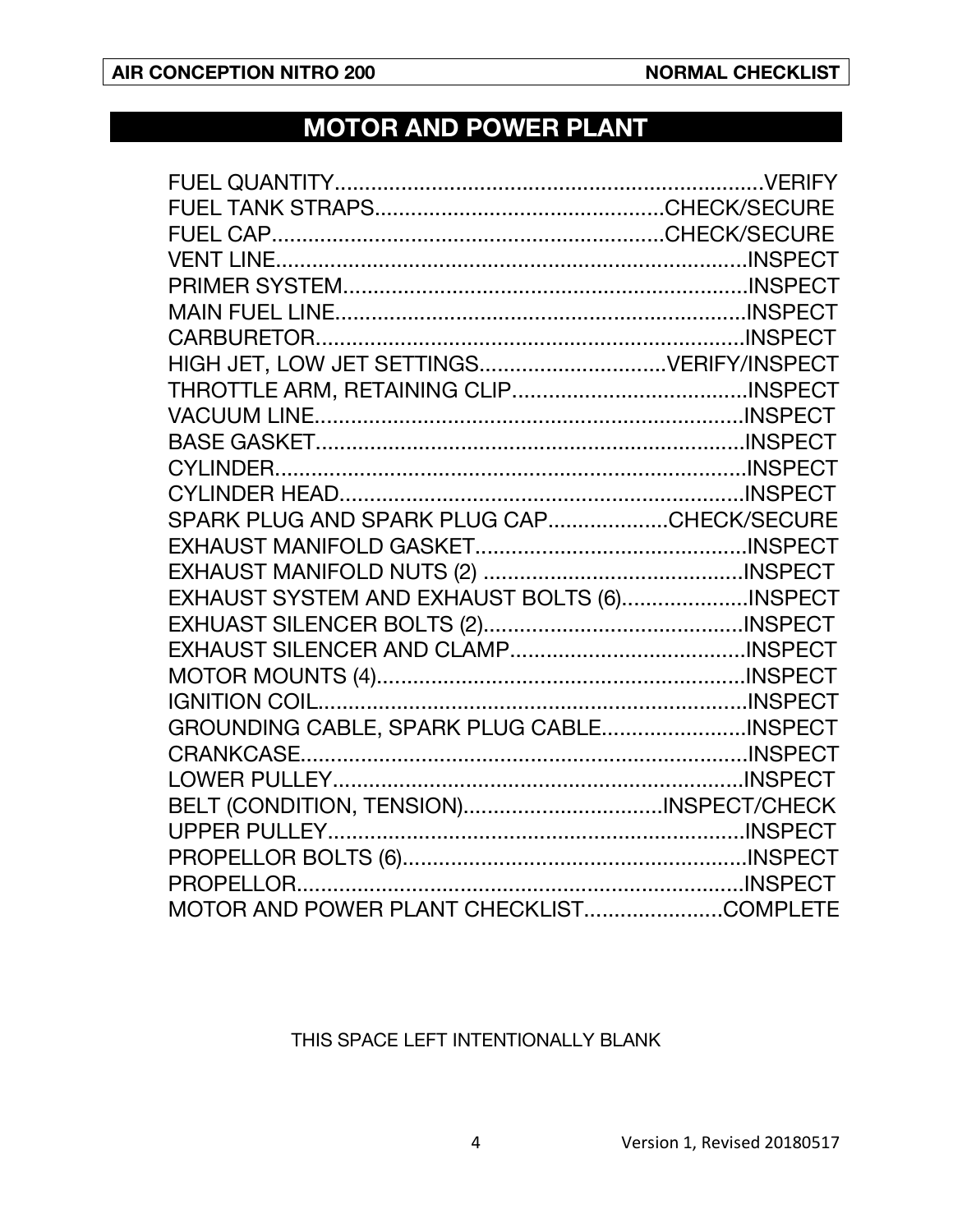## MOTOR AND POWER PLANT

FUEL QUANTITY........................................................................VERIFY
FUEL TANK STRAPS...............................................CHECK/SECURE
FUEL CAP.................................................................CHECK/SECURE
VENT LINE..............................................................................INSPECT
PRIMER SYSTEM...................................................................INSPECT
MAIN FUEL LINE....................................................................INSPECT
CARBURETOR.......................................................................INSPECT
HIGH JET, LOW JET SETTINGS...............................VERIFY/INSPECT
THROTTLE ARM, RETAINING CLIP.......................................INSPECT
VACUUM LINE.......................................................................INSPECT
BASE GASKET.......................................................................INSPECT
CYLINDER..............................................................................INSPECT
CYLINDER HEAD...................................................................INSPECT
SPARK PLUG AND SPARK PLUG CAP....................CHECK/SECURE
EXHAUST MANIFOLD GASKET.............................................INSPECT
EXHAUST MANIFOLD NUTS (2) ...........................................INSPECT
EXHAUST SYSTEM AND EXHAUST BOLTS (6).....................INSPECT
EXHUAST SILENCER BOLTS (2)............................................INSPECT
EXHAUST SILENCER AND CLAMP.......................................INSPECT
MOTOR MOUNTS (4).............................................................INSPECT
IGNITION COIL.......................................................................INSPECT
GROUNDING CABLE, SPARK PLUG CABLE........................INSPECT
CRANKCASE...........................................................................INSPECT
LOWER PULLEY.....................................................................INSPECT
BELT (CONDITION, TENSION).................................INSPECT/CHECK
UPPER PULLEY......................................................................INSPECT
PROPELLOR BOLTS (6)..........................................................INSPECT
PROPELLOR...........................................................................INSPECT
MOTOR AND POWER PLANT CHECKLIST.......................COMPLETE

THIS SPACE LEFT INTENTIONALLY BLANK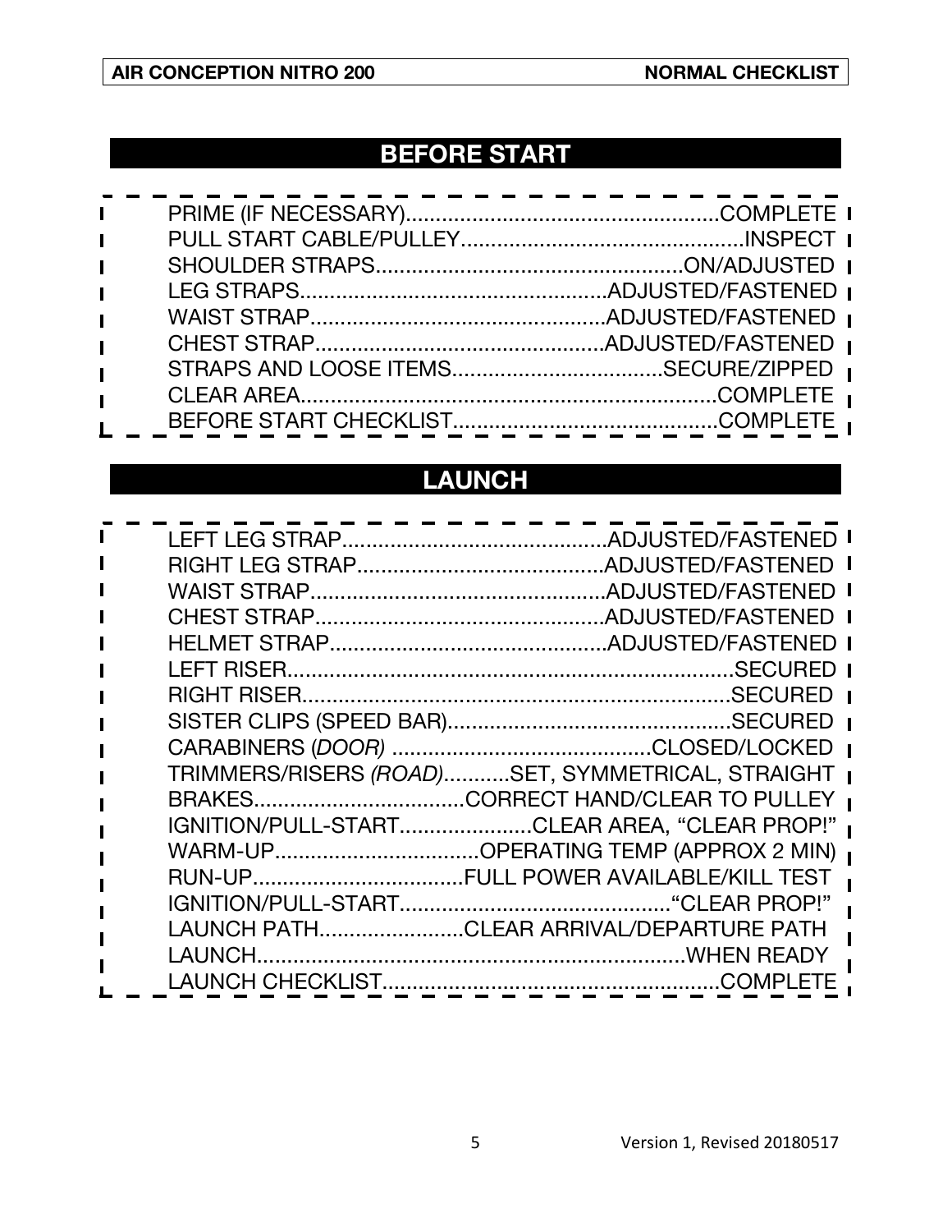## BEFORE START

| | |
|---|---|
| PRIME (IF NECESSARY) | COMPLETE |
| PULL START CABLE/PULLEY | INSPECT |
| SHOULDER STRAPS | ON/ADJUSTED |
| LEG STRAPS | ADJUSTED/FASTENED |
| WAIST STRAP | ADJUSTED/FASTENED |
| CHEST STRAP | ADJUSTED/FASTENED |
| STRAPS AND LOOSE ITEMS | SECURE/ZIPPED |
| CLEAR AREA | COMPLETE |
| BEFORE START CHECKLIST | COMPLETE |

## LAUNCH

| | |
|---|---|
| LEFT LEG STRAP | ADJUSTED/FASTENED |
| RIGHT LEG STRAP | ADJUSTED/FASTENED |
| WAIST STRAP | ADJUSTED/FASTENED |
| CHEST STRAP | ADJUSTED/FASTENED |
| HELMET STRAP | ADJUSTED/FASTENED |
| LEFT RISER | SECURED |
| RIGHT RISER | SECURED |
| SISTER CLIPS (SPEED BAR) | SECURED |
| CARABINERS (*DOOR*) | CLOSED/LOCKED |
| TRIMMERS/RISERS *(ROAD)* | SET, SYMMETRICAL, STRAIGHT |
| BRAKES | CORRECT HAND/CLEAR TO PULLEY |
| IGNITION/PULL-START | CLEAR AREA, "CLEAR PROP!" |
| WARM-UP | OPERATING TEMP (APPROX 2 MIN) |
| RUN-UP | FULL POWER AVAILABLE/KILL TEST |
| IGNITION/PULL-START | "CLEAR PROP!" |
| LAUNCH PATH | CLEAR ARRIVAL/DEPARTURE PATH |
| LAUNCH | WHEN READY |
| LAUNCH CHECKLIST | COMPLETE |